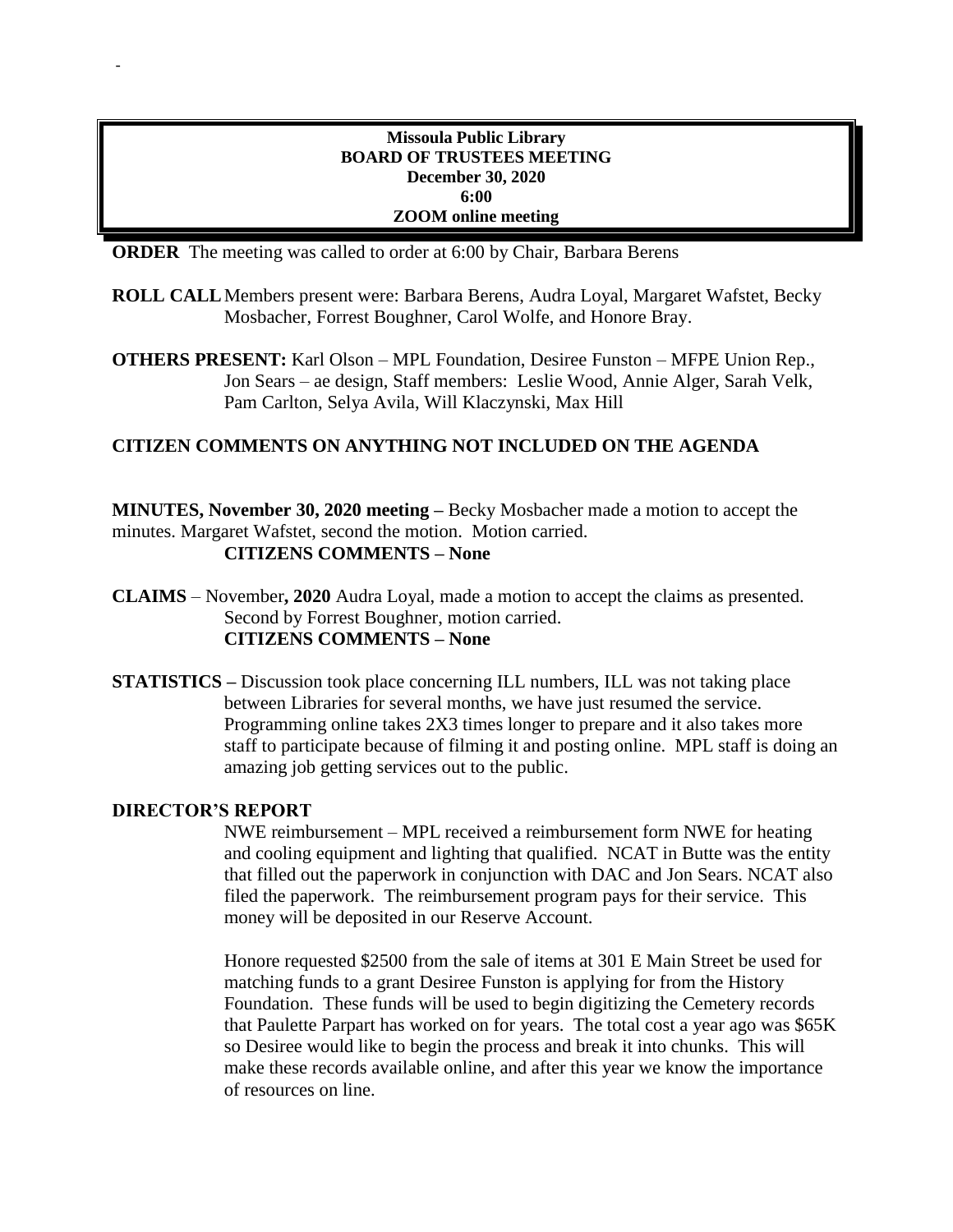-

**Missoula Public Library**
**BOARD OF TRUSTEES MEETING**
**December 30, 2020**
**6:00**
**ZOOM online meeting**

**ORDER** The meeting was called to order at 6:00 by Chair, Barbara Berens

**ROLL CALL** Members present were: Barbara Berens, Audra Loyal, Margaret Wafstet, Becky Mosbacher, Forrest Boughner, Carol Wolfe, and Honore Bray.

**OTHERS PRESENT:** Karl Olson – MPL Foundation, Desiree Funston – MFPE Union Rep., Jon Sears – ae design, Staff members: Leslie Wood, Annie Alger, Sarah Velk, Pam Carlton, Selya Avila, Will Klaczynski, Max Hill

**CITIZEN COMMENTS ON ANYTHING NOT INCLUDED ON THE AGENDA**

**MINUTES, November 30, 2020 meeting –** Becky Mosbacher made a motion to accept the minutes. Margaret Wafstet, second the motion. Motion carried.

**CITIZENS COMMENTS – None**

**CLAIMS** – November**, 2020** Audra Loyal, made a motion to accept the claims as presented. Second by Forrest Boughner, motion carried.

**CITIZENS COMMENTS – None**

**STATISTICS –** Discussion took place concerning ILL numbers, ILL was not taking place between Libraries for several months, we have just resumed the service. Programming online takes 2X3 times longer to prepare and it also takes more staff to participate because of filming it and posting online. MPL staff is doing an amazing job getting services out to the public.

**DIRECTOR'S REPORT**

NWE reimbursement – MPL received a reimbursement form NWE for heating and cooling equipment and lighting that qualified. NCAT in Butte was the entity that filled out the paperwork in conjunction with DAC and Jon Sears. NCAT also filed the paperwork. The reimbursement program pays for their service. This money will be deposited in our Reserve Account.

Honore requested $2500 from the sale of items at 301 E Main Street be used for matching funds to a grant Desiree Funston is applying for from the History Foundation. These funds will be used to begin digitizing the Cemetery records that Paulette Parpart has worked on for years. The total cost a year ago was $65K so Desiree would like to begin the process and break it into chunks. This will make these records available online, and after this year we know the importance of resources on line.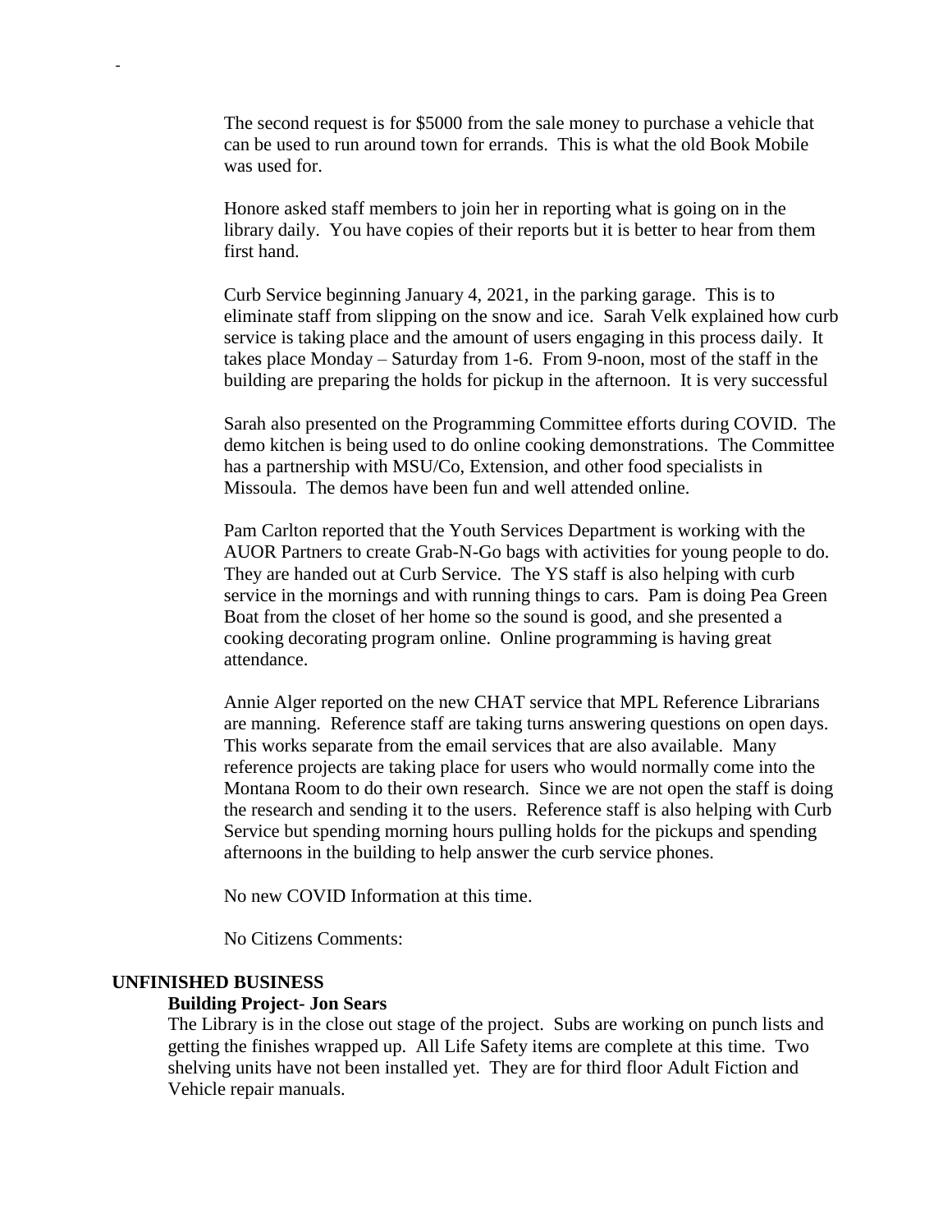The second request is for $5000 from the sale money to purchase a vehicle that can be used to run around town for errands. This is what the old Book Mobile was used for.

Honore asked staff members to join her in reporting what is going on in the library daily. You have copies of their reports but it is better to hear from them first hand.

Curb Service beginning January 4, 2021, in the parking garage. This is to eliminate staff from slipping on the snow and ice. Sarah Velk explained how curb service is taking place and the amount of users engaging in this process daily. It takes place Monday – Saturday from 1-6. From 9-noon, most of the staff in the building are preparing the holds for pickup in the afternoon. It is very successful

Sarah also presented on the Programming Committee efforts during COVID. The demo kitchen is being used to do online cooking demonstrations. The Committee has a partnership with MSU/Co, Extension, and other food specialists in Missoula. The demos have been fun and well attended online.

Pam Carlton reported that the Youth Services Department is working with the AUOR Partners to create Grab-N-Go bags with activities for young people to do. They are handed out at Curb Service. The YS staff is also helping with curb service in the mornings and with running things to cars. Pam is doing Pea Green Boat from the closet of her home so the sound is good, and she presented a cooking decorating program online. Online programming is having great attendance.

Annie Alger reported on the new CHAT service that MPL Reference Librarians are manning. Reference staff are taking turns answering questions on open days. This works separate from the email services that are also available. Many reference projects are taking place for users who would normally come into the Montana Room to do their own research. Since we are not open the staff is doing the research and sending it to the users. Reference staff is also helping with Curb Service but spending morning hours pulling holds for the pickups and spending afternoons in the building to help answer the curb service phones.

No new COVID Information at this time.

No Citizens Comments:

## UNFINISHED BUSINESS

### Building Project- Jon Sears

The Library is in the close out stage of the project. Subs are working on punch lists and getting the finishes wrapped up. All Life Safety items are complete at this time. Two shelving units have not been installed yet. They are for third floor Adult Fiction and Vehicle repair manuals.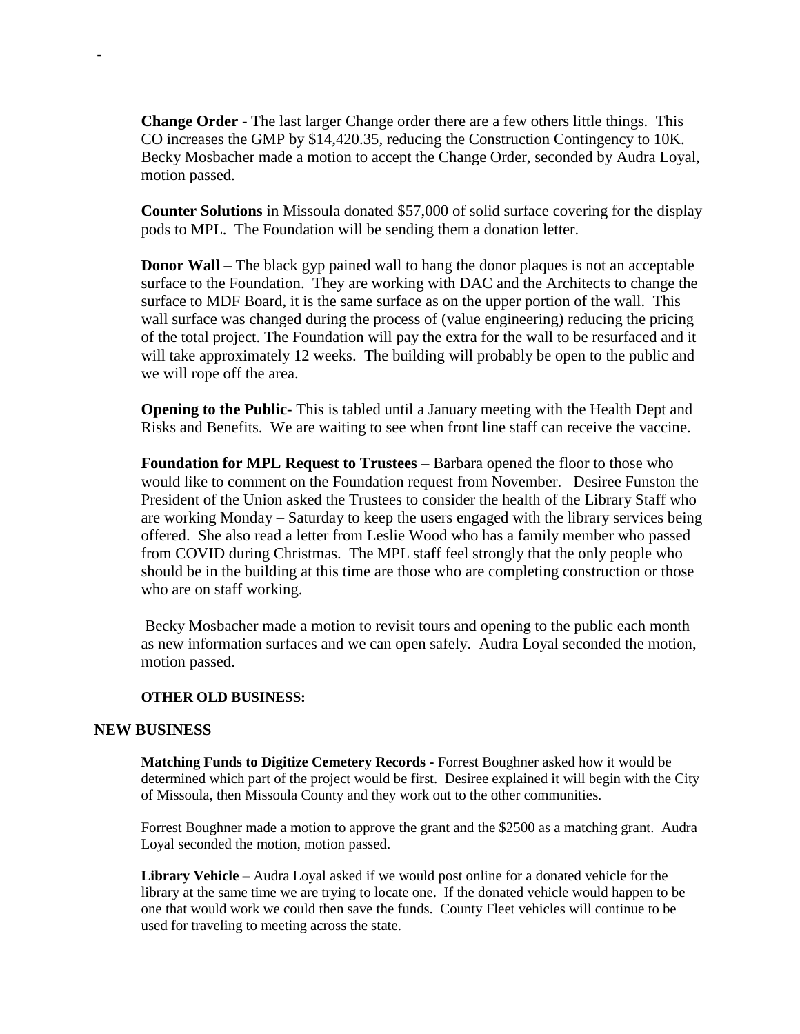-

**Change Order** - The last larger Change order there are a few others little things. This CO increases the GMP by $14,420.35, reducing the Construction Contingency to 10K. Becky Mosbacher made a motion to accept the Change Order, seconded by Audra Loyal, motion passed.

**Counter Solutions** in Missoula donated $57,000 of solid surface covering for the display pods to MPL. The Foundation will be sending them a donation letter.

**Donor Wall** – The black gyp pained wall to hang the donor plaques is not an acceptable surface to the Foundation. They are working with DAC and the Architects to change the surface to MDF Board, it is the same surface as on the upper portion of the wall. This wall surface was changed during the process of (value engineering) reducing the pricing of the total project. The Foundation will pay the extra for the wall to be resurfaced and it will take approximately 12 weeks. The building will probably be open to the public and we will rope off the area.

**Opening to the Public**- This is tabled until a January meeting with the Health Dept and Risks and Benefits. We are waiting to see when front line staff can receive the vaccine.

**Foundation for MPL Request to Trustees** – Barbara opened the floor to those who would like to comment on the Foundation request from November. Desiree Funston the President of the Union asked the Trustees to consider the health of the Library Staff who are working Monday – Saturday to keep the users engaged with the library services being offered. She also read a letter from Leslie Wood who has a family member who passed from COVID during Christmas. The MPL staff feel strongly that the only people who should be in the building at this time are those who are completing construction or those who are on staff working.

Becky Mosbacher made a motion to revisit tours and opening to the public each month as new information surfaces and we can open safely. Audra Loyal seconded the motion, motion passed.

**OTHER OLD BUSINESS:**

## NEW BUSINESS

**Matching Funds to Digitize Cemetery Records -** Forrest Boughner asked how it would be determined which part of the project would be first. Desiree explained it will begin with the City of Missoula, then Missoula County and they work out to the other communities.

Forrest Boughner made a motion to approve the grant and the $2500 as a matching grant. Audra Loyal seconded the motion, motion passed.

**Library Vehicle** – Audra Loyal asked if we would post online for a donated vehicle for the library at the same time we are trying to locate one. If the donated vehicle would happen to be one that would work we could then save the funds. County Fleet vehicles will continue to be used for traveling to meeting across the state.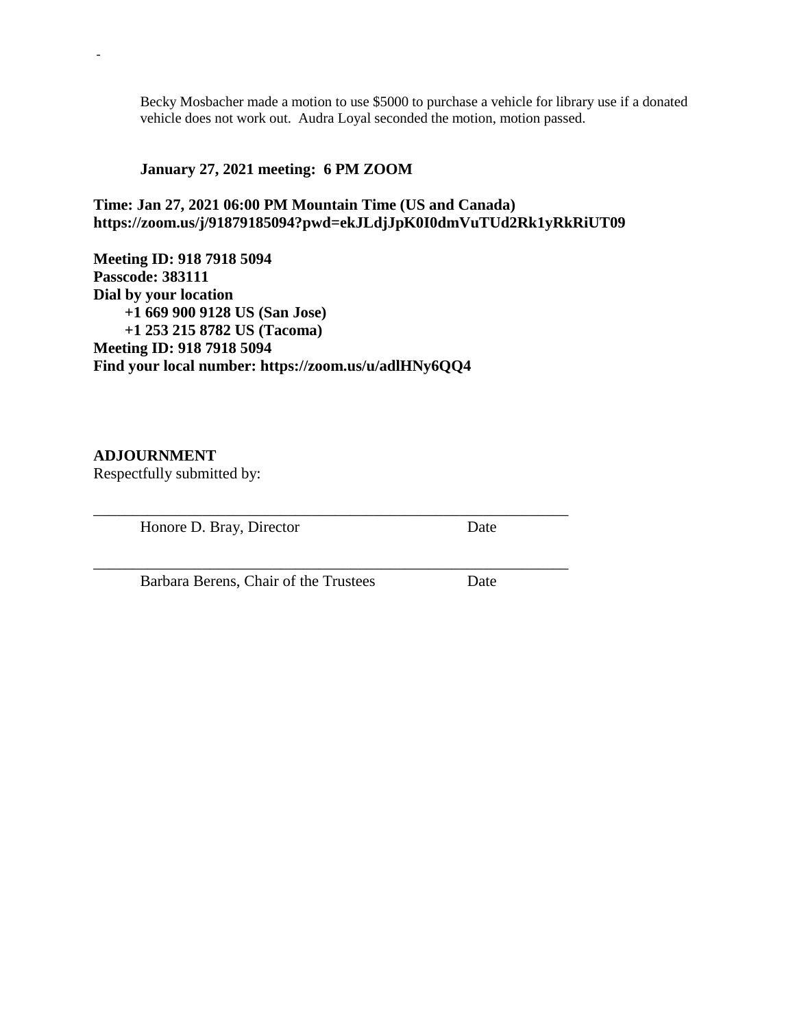-

Becky Mosbacher made a motion to use $5000 to purchase a vehicle for library use if a donated vehicle does not work out. Audra Loyal seconded the motion, motion passed.

**January 27, 2021 meeting: 6 PM ZOOM**

**Time: Jan 27, 2021 06:00 PM Mountain Time (US and Canada)**
**https://zoom.us/j/91879185094?pwd=ekJLdjJpK0I0dmVuTUd2Rk1yRkRiUT09**

**Meeting ID: 918 7918 5094**
**Passcode: 383111**
**Dial by your location**
**+1 669 900 9128 US (San Jose)**
**+1 253 215 8782 US (Tacoma)**
**Meeting ID: 918 7918 5094**
**Find your local number: https://zoom.us/u/adlHNy6QQ4**

**ADJOURNMENT**

Respectfully submitted by:

_______________________________________________________________

Honore D. Bray, Director Date

_______________________________________________________________

Barbara Berens, Chair of the Trustees Date